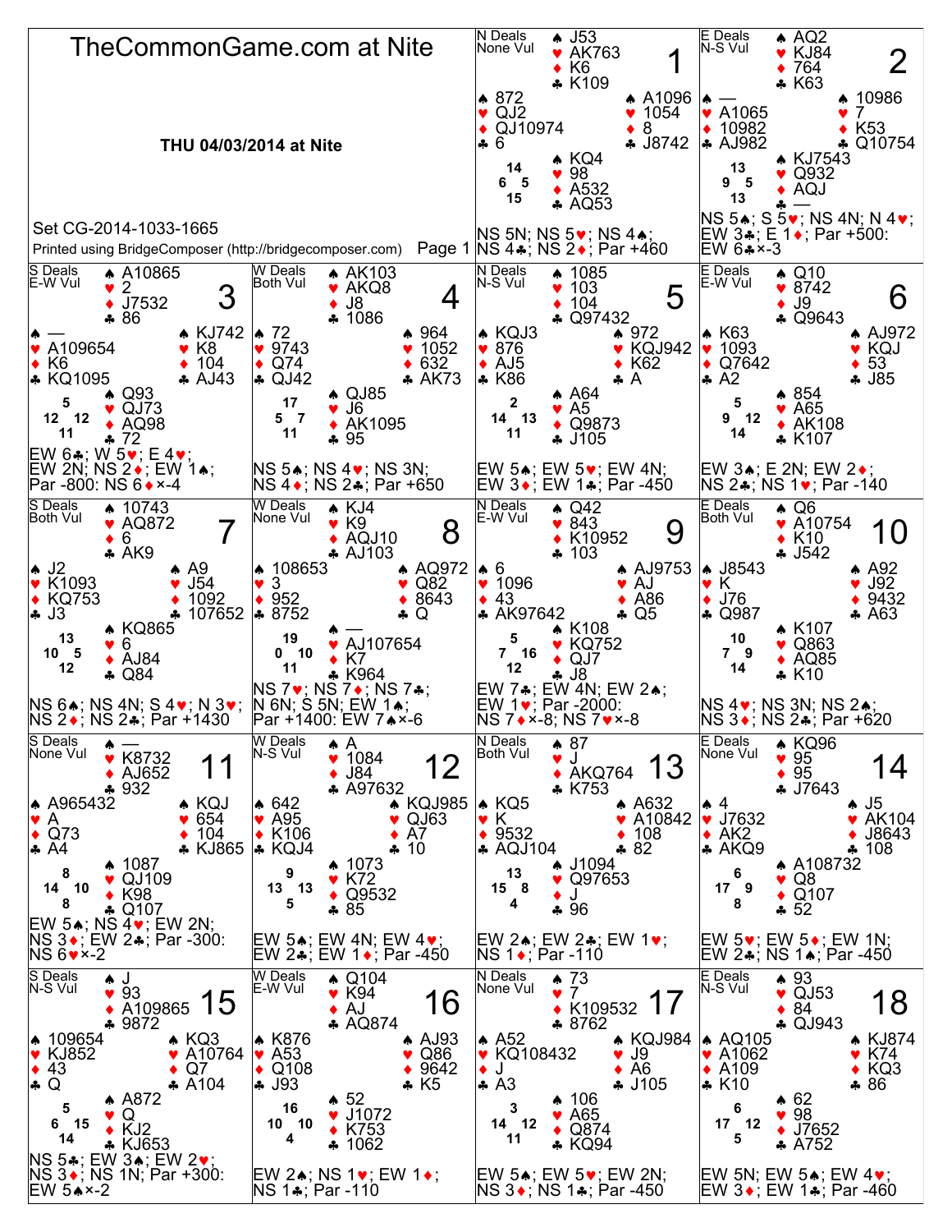# TheCommonGame.com at Nite

**THU 04/03/2014 at Nite**

Set CG-2014-1033-1665

Printed using BridgeComposer (http://bridgecomposer.com)

## Board 1

N Deals, None Vul

| | |
|---|---|
| North | ♠ J53 ♥ AK763 ♦ K6 ♣ K109 |
| West | ♠ 872 ♥ QJ2 ♦ QJ10974 ♣ 6 |
| East | ♠ A1096 ♥ 1054 ♦ 8 ♣ J8742 |
| South | ♠ KQ4 ♥ 98 ♦ A532 ♣ AQ53 |

HCP: N 14, W 6, E 5, S 15

NS 5N; NS 5♥; NS 4♠; NS 4♣; NS 2♦; Par +460

## Board 2

E Deals, N-S Vul

| | |
|---|---|
| North | ♠ AQ2 ♥ KJ84 ♦ 764 ♣ K63 |
| West | ♠ — ♥ A1065 ♦ 10982 ♣ AJ982 |
| East | ♠ 10986 ♥ 7 ♦ K53 ♣ Q10754 |
| South | ♠ KJ7543 ♥ Q932 ♦ AQJ ♣ — |

HCP: N 13, W 9, E 5, S 13

NS 5♠; S 5♥; NS 4N; N 4♥; EW 3♣; E 1♦; Par +500: EW 6♣×-3

## Board 3

S Deals, E-W Vul

| | |
|---|---|
| North | ♠ A10865 ♥ 2 ♦ J7532 ♣ 86 |
| West | ♠ — ♥ A109654 ♦ K6 ♣ KQ1095 |
| East | ♠ KJ742 ♥ K8 ♦ 104 ♣ AJ43 |
| South | ♠ Q93 ♥ QJ73 ♦ AQ98 ♣ 72 |

HCP: N 5, W 12, E 12, S 11

EW 6♣; W 5♥; E 4♥; EW 2N; NS 2♦; EW 1♠; Par -800: NS 6♦×-4

## Board 4

W Deals, Both Vul

| | |
|---|---|
| North | ♠ AK103 ♥ AKQ8 ♦ J8 ♣ 1086 |
| West | ♠ 72 ♥ 9743 ♦ Q74 ♣ QJ42 |
| East | ♠ 964 ♥ 1052 ♦ 632 ♣ AK73 |
| South | ♠ QJ85 ♥ J6 ♦ AK1095 ♣ 95 |

HCP: N 17, W 5, E 7, S 11

NS 5♠; NS 4♥; NS 3N; NS 4♦; NS 2♣; Par +650

## Board 5

N Deals, N-S Vul

| | |
|---|---|
| North | ♠ 1085 ♥ 103 ♦ 104 ♣ Q97432 |
| West | ♠ KQJ3 ♥ 876 ♦ AJ5 ♣ K86 |
| East | ♠ 972 ♥ KQJ942 ♦ K62 ♣ A |
| South | ♠ A64 ♥ A5 ♦ Q9873 ♣ J105 |

HCP: N 2, W 14, E 13, S 11

EW 5♠; EW 5♥; EW 4N; EW 3♦; EW 1♣; Par -450

## Board 6

E Deals, E-W Vul

| | |
|---|---|
| North | ♠ Q10 ♥ 8742 ♦ J9 ♣ Q9643 |
| West | ♠ K63 ♥ 1093 ♦ Q7642 ♣ A2 |
| East | ♠ AJ972 ♥ KQJ ♦ 53 ♣ J85 |
| South | ♠ 854 ♥ A65 ♦ AK108 ♣ K107 |

HCP: N 5, W 9, E 12, S 14

EW 3♠; E 2N; EW 2♦; NS 2♣; NS 1♥; Par -140

## Board 7

S Deals, Both Vul

| | |
|---|---|
| North | ♠ 10743 ♥ AQ872 ♦ 6 ♣ AK9 |
| West | ♠ J2 ♥ K1093 ♦ KQ753 ♣ J3 |
| East | ♠ A9 ♥ J54 ♦ 1092 ♣ 107652 |
| South | ♠ KQ865 ♥ 6 ♦ AJ84 ♣ Q84 |

HCP: N 13, W 10, E 5, S 12

NS 6♠; NS 4N; S 4♥; N 3♥; NS 2♦; NS 2♣; Par +1430

## Board 8

W Deals, None Vul

| | |
|---|---|
| North | ♠ KJ4 ♥ K9 ♦ AQJ10 ♣ AJ103 |
| West | ♠ 108653 ♥ 3 ♦ 952 ♣ 8752 |
| East | ♠ AQ972 ♥ Q82 ♦ 8643 ♣ Q |
| South | ♠ — ♥ AJ107654 ♦ K7 ♣ K964 |

HCP: N 19, W 0, E 10, S 11

NS 7♥; NS 7♦; NS 7♣; N 6N; S 5N; EW 1♠; Par +1400: EW 7♠×-6

## Board 9

N Deals, E-W Vul

| | |
|---|---|
| North | ♠ Q42 ♥ 843 ♦ K10952 ♣ 103 |
| West | ♠ 6 ♥ 1096 ♦ 43 ♣ AK97642 |
| East | ♠ AJ9753 ♥ AJ ♦ A86 ♣ Q5 |
| South | ♠ K108 ♥ KQ752 ♦ QJ7 ♣ J8 |

HCP: N 5, W 7, E 16, S 12

EW 7♣; EW 4N; EW 2♠; EW 1♥; Par -2000: NS 7♦×-8; NS 7♥×-8

## Board 10

E Deals, Both Vul

| | |
|---|---|
| North | ♠ Q6 ♥ A10754 ♦ K10 ♣ J542 |
| West | ♠ J8543 ♥ K ♦ J76 ♣ Q987 |
| East | ♠ A92 ♥ J92 ♦ 9432 ♣ A63 |
| South | ♠ K107 ♥ Q863 ♦ AQ85 ♣ K10 |

HCP: N 10, W 7, E 9, S 14

NS 4♥; NS 3N; NS 2♠; NS 3♦; NS 2♣; Par +620

## Board 11

S Deals, None Vul

| | |
|---|---|
| North | ♠ — ♥ K8732 ♦ AJ652 ♣ 932 |
| West | ♠ A965432 ♥ A ♦ Q73 ♣ A4 |
| East | ♠ KQJ ♥ 654 ♦ 104 ♣ KJ865 |
| South | ♠ 1087 ♥ QJ109 ♦ K98 ♣ Q107 |

HCP: N 8, W 14, E 10, S 8

EW 5♠; NS 4♥; EW 2N; NS 3♦; EW 2♣; Par -300: NS 6♥×-2

## Board 12

W Deals, N-S Vul

| | |
|---|---|
| North | ♠ A ♥ 1084 ♦ J84 ♣ A97632 |
| West | ♠ 642 ♥ A95 ♦ K106 ♣ KQJ4 |
| East | ♠ KQJ985 ♥ QJ63 ♦ A7 ♣ 10 |
| South | ♠ 1073 ♥ K72 ♦ Q9532 ♣ 85 |

HCP: N 9, W 13, E 13, S 5

EW 5♠; EW 4N; EW 4♥; EW 2♣; EW 1♦; Par -450

## Board 13

N Deals, Both Vul

| | |
|---|---|
| North | ♠ 87 ♥ J ♦ AKQ764 ♣ K753 |
| West | ♠ KQ5 ♥ K ♦ 9532 ♣ AQJ104 |
| East | ♠ A632 ♥ A10842 ♦ 108 ♣ 82 |
| South | ♠ J1094 ♥ Q97653 ♦ J ♣ 96 |

HCP: N 13, W 15, E 8, S 4

EW 2♠; EW 2♣; EW 1♥; NS 1♦; Par -110

## Board 14

E Deals, None Vul

| | |
|---|---|
| North | ♠ KQ96 ♥ 95 ♦ 95 ♣ J7643 |
| West | ♠ 4 ♥ J7632 ♦ AK2 ♣ AKQ9 |
| East | ♠ J5 ♥ AK104 ♦ J8643 ♣ 108 |
| South | ♠ A108732 ♥ Q8 ♦ Q107 ♣ 52 |

HCP: N 6, W 17, E 9, S 8

EW 5♥; EW 5♦; EW 1N; EW 2♣; NS 1♠; Par -450

## Board 15

S Deals, N-S Vul

| | |
|---|---|
| North | ♠ J ♥ 93 ♦ A109865 ♣ 9872 |
| West | ♠ 109654 ♥ KJ852 ♦ 43 ♣ Q |
| East | ♠ KQ3 ♥ A10764 ♦ Q7 ♣ A104 |
| South | ♠ A872 ♥ Q ♦ KJ2 ♣ KJ653 |

HCP: N 5, W 6, E 15, S 14

NS 5♣; EW 3♠; EW 2♥; NS 3♦; NS 1N; Par +300: EW 5♠×-2

## Board 16

W Deals, E-W Vul

| | |
|---|---|
| North | ♠ Q104 ♥ K94 ♦ AJ ♣ AQ874 |
| West | ♠ K876 ♥ A53 ♦ Q108 ♣ J93 |
| East | ♠ AJ93 ♥ Q86 ♦ 9642 ♣ K5 |
| South | ♠ 52 ♥ J1072 ♦ K753 ♣ 1062 |

HCP: N 16, W 10, E 10, S 4

EW 2♠; NS 1♥; EW 1♦; NS 1♣; Par -110

## Board 17

N Deals, None Vul

| | |
|---|---|
| North | ♠ 73 ♥ 7 ♦ K109532 ♣ 8762 |
| West | ♠ A52 ♥ KQ108432 ♦ J ♣ A3 |
| East | ♠ KQJ984 ♥ J9 ♦ A6 ♣ J105 |
| South | ♠ 106 ♥ A65 ♦ Q874 ♣ KQ94 |

HCP: N 3, W 14, E 12, S 11

EW 5♠; EW 5♥; EW 2N; NS 3♦; NS 1♣; Par -450

## Board 18

E Deals, N-S Vul

| | |
|---|---|
| North | ♠ 93 ♥ QJ53 ♦ 84 ♣ QJ943 |
| West | ♠ AQ105 ♥ A1062 ♦ A109 ♣ K10 |
| East | ♠ KJ874 ♥ K74 ♦ KQ3 ♣ 86 |
| South | ♠ 62 ♥ 98 ♦ J7652 ♣ A752 |

HCP: N 6, W 17, E 12, S 5

EW 5N; EW 5♠; EW 4♥; EW 3♦; EW 1♣; Par -460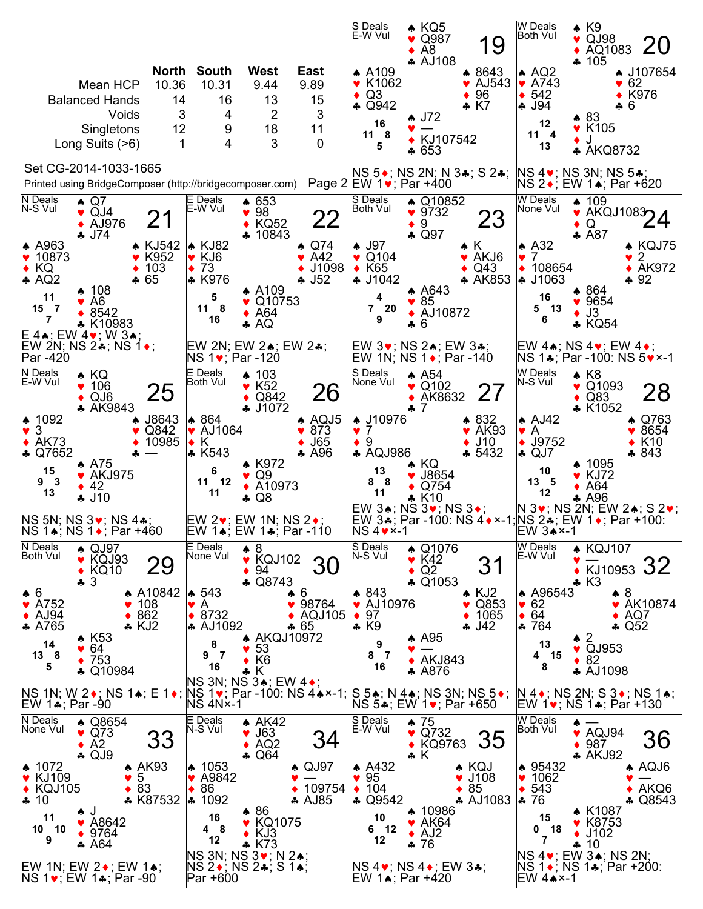| | North | South | West | East |
|---|---|---|---|---|
| Mean HCP | 10.36 | 10.31 | 9.44 | 9.89 |
| Balanced Hands | 14 | 16 | 13 | 15 |
| Voids | 3 | 4 | 2 | 3 |
| Singletons | 12 | 9 | 18 | 11 |
| Long Suits (>6) | 1 | 4 | 3 | 0 |

Set CG-2014-1033-1665

Printed using BridgeComposer (http://bridgecomposer.com)

## Board 19
S Deals, E-W Vul

North: ♠ KQ5 ♥ Q987 ♦ A8 ♣ AJ108

West: ♠ A109 ♥ K1062 ♦ Q3 ♣ Q942

East: ♠ 8643 ♥ AJ543 ♦ 96 ♣ K7

South: ♠ J72 ♥ — ♦ KJ107542 ♣ 653

HCP: N 16, W 11, E 8, S 5

NS 5♦; NS 2N; N 3♣; S 2♣; EW 1♥; Par +400

## Board 20
W Deals, Both Vul

North: ♠ K9 ♥ QJ98 ♦ AQ1083 ♣ 105

West: ♠ AQ2 ♥ A743 ♦ 542 ♣ J94

East: ♠ J107654 ♥ 62 ♦ K976 ♣ 6

South: ♠ 83 ♥ K105 ♦ J ♣ AKQ8732

HCP: N 12, W 11, E 4, S 13

NS 4♥; NS 3N; NS 5♣; NS 2♦; EW 1♠; Par +620

## Board 21
N Deals, N-S Vul

North: ♠ Q7 ♥ QJ4 ♦ AJ976 ♣ J74

West: ♠ A963 ♥ 10873 ♦ KQ ♣ AQ2

East: ♠ KJ542 ♥ K952 ♦ 103 ♣ 65

South: ♠ 108 ♥ A6 ♦ 8542 ♣ K10983

HCP: N 11, W 15, E 7, S 7

E 4♠; EW 4♥; W 3♠; EW 2N; NS 2♣; NS 1♦; Par -420

## Board 22
E Deals, E-W Vul

North: ♠ 653 ♥ 98 ♦ KQ52 ♣ 10843

West: ♠ KJ82 ♥ KJ6 ♦ 73 ♣ K976

East: ♠ Q74 ♥ A42 ♦ J1098 ♣ J52

South: ♠ A109 ♥ Q10753 ♦ A64 ♣ AQ

HCP: N 5, W 11, E 8, S 16

EW 2N; EW 2♠; EW 2♣; NS 1♥; Par -120

## Board 23
S Deals, Both Vul

North: ♠ Q10852 ♥ 9732 ♦ 9 ♣ Q97

West: ♠ J97 ♥ Q104 ♦ K65 ♣ J1042

East: ♠ K ♥ AKJ6 ♦ Q43 ♣ AK853

South: ♠ A643 ♥ 85 ♦ AJ10872 ♣ 6

HCP: N 4, W 7, E 20, S 9

EW 3♥; NS 2♠; EW 3♣; EW 1N; NS 1♦; Par -140

## Board 24
W Deals, None Vul

North: ♠ 109 ♥ AKQJ1083 ♦ Q ♣ A87

West: ♠ A32 ♥ 7 ♦ 108654 ♣ J1063

East: ♠ KQJ75 ♥ 2 ♦ AK972 ♣ 92

South: ♠ 864 ♥ 9654 ♦ J3 ♣ KQ54

HCP: N 16, W 5, E 13, S 6

EW 4♠; NS 4♥; EW 4♦; NS 1♣; Par -100: NS 5♥×-1

## Board 25
N Deals, E-W Vul

North: ♠ KQ ♥ 106 ♦ QJ6 ♣ AK9843

West: ♠ 1092 ♥ 3 ♦ AK73 ♣ Q7652

East: ♠ J8643 ♥ Q842 ♦ 10985 ♣ —

South: ♠ A75 ♥ AKJ975 ♦ 42 ♣ J10

HCP: N 15, W 9, E 3, S 13

NS 5N; NS 3♥; NS 4♣; NS 1♠; NS 1♦; Par +460

## Board 26
E Deals, Both Vul

North: ♠ 103 ♥ K52 ♦ Q842 ♣ J1072

West: ♠ 864 ♥ AJ1064 ♦ K ♣ K543

East: ♠ AQJ5 ♥ 873 ♦ J65 ♣ A96

South: ♠ K972 ♥ Q9 ♦ A10973 ♣ Q8

HCP: N 6, W 11, E 12, S 11

EW 2♥; EW 1N; NS 2♦; EW 1♠; EW 1♣; Par -110

## Board 27
S Deals, None Vul

North: ♠ A54 ♥ Q102 ♦ AK8632 ♣ 7

West: ♠ J10976 ♥ 7 ♦ 9 ♣ AQJ986

East: ♠ 832 ♥ AK93 ♦ J10 ♣ 5432

South: ♠ KQ ♥ J8654 ♦ Q754 ♣ K10

HCP: N 13, W 8, E 8, S 11

EW 3♠; NS 3♥; NS 3♦; EW 3♣; Par -100: NS 4♦×-1; NS 4♥×-1

## Board 28
W Deals, N-S Vul

North: ♠ K8 ♥ Q1093 ♦ Q83 ♣ K1052

West: ♠ AJ42 ♥ A ♦ J9752 ♣ QJ7

East: ♠ Q763 ♥ 8654 ♦ K10 ♣ 843

South: ♠ 1095 ♥ KJ72 ♦ A64 ♣ A96

HCP: N 10, W 13, E 5, S 12

N 3♥; NS 2N; EW 2♠; S 2♥; NS 2♣; EW 1♦; Par +100: EW 3♠×-1

## Board 29
N Deals, Both Vul

North: ♠ QJ97 ♥ KQJ93 ♦ KQ10 ♣ 3

West: ♠ 6 ♥ A752 ♦ AJ94 ♣ A765

East: ♠ A10842 ♥ 108 ♦ 862 ♣ KJ2

South: ♠ K53 ♥ 64 ♦ 753 ♣ Q10984

HCP: N 14, W 13, E 8, S 5

NS 1N; W 2♦; NS 1♠; E 1♦; EW 1♣; Par -90

## Board 30
E Deals, None Vul

North: ♠ 8 ♥ KQJ102 ♦ 94 ♣ Q8743

West: ♠ 543 ♥ A ♦ 8732 ♣ AJ1092

East: ♠ 6 ♥ 98764 ♦ AQJ105 ♣ 65

South: ♠ AKQJ10972 ♥ 53 ♦ K6 ♣ K

HCP: N 8, W 9, E 7, S 16

NS 3N; NS 3♠; EW 4♦; NS 1♥; Par -100: NS 4♠×-1; NS 4N×-1

## Board 31
S Deals, N-S Vul

North: ♠ Q1076 ♥ K42 ♦ Q2 ♣ Q1053

West: ♠ 843 ♥ AJ10976 ♦ 97 ♣ K9

East: ♠ KJ2 ♥ Q853 ♦ 1065 ♣ J42

South: ♠ A95 ♥ — ♦ AKJ843 ♣ A876

HCP: N 9, W 8, E 7, S 16

S 5♠; N 4♠; NS 3N; NS 5♦; NS 5♣; EW 1♥; Par +650

## Board 32
W Deals, E-W Vul

North: ♠ KQJ107 ♥ — ♦ KJ10953 ♣ K3

West: ♠ A96543 ♥ 62 ♦ 64 ♣ 764

East: ♠ 8 ♥ AK10874 ♦ AQ7 ♣ Q52

South: ♠ 2 ♥ QJ953 ♦ 82 ♣ AJ1098

HCP: N 13, W 4, E 15, S 8

N 4♦; NS 2N; S 3♦; NS 1♠; EW 1♥; NS 1♣; Par +130

## Board 33
N Deals, None Vul

North: ♠ Q8654 ♥ Q73 ♦ A2 ♣ QJ9

West: ♠ 1072 ♥ KJ109 ♦ KQJ105 ♣ 10

East: ♠ AK93 ♥ 5 ♦ 83 ♣ K87532

South: ♠ J ♥ A8642 ♦ 9764 ♣ A64

HCP: N 11, W 10, E 10, S 9

EW 1N; EW 2♦; EW 1♠; NS 1♥; EW 1♣; Par -90

## Board 34
E Deals, N-S Vul

North: ♠ AK42 ♥ J63 ♦ AQ2 ♣ Q64

West: ♠ 1053 ♥ A9842 ♦ 86 ♣ 1092

East: ♠ QJ97 ♥ — ♦ 109754 ♣ AJ85

South: ♠ 86 ♥ KQ1075 ♦ KJ3 ♣ K73

HCP: N 16, W 4, E 8, S 12

NS 3N; NS 3♥; N 2♠; NS 2♦; NS 2♣; S 1♠; Par +600

## Board 35
S Deals, E-W Vul

North: ♠ 75 ♥ Q732 ♦ KQ9763 ♣ K

West: ♠ A432 ♥ 95 ♦ 104 ♣ Q9542

East: ♠ KQJ ♥ J108 ♦ 85 ♣ AJ1083

South: ♠ 10986 ♥ AK64 ♦ AJ2 ♣ 76

HCP: N 10, W 6, E 12, S 12

NS 4♥; NS 4♦; EW 3♣; EW 1♠; Par +420

## Board 36
W Deals, Both Vul

North: ♠ — ♥ AQJ94 ♦ 987 ♣ AKJ92

West: ♠ 95432 ♥ 1062 ♦ 543 ♣ 76

East: ♠ AQJ6 ♥ — ♦ AKQ6 ♣ Q8543

South: ♠ K1087 ♥ K8753 ♦ J102 ♣ 10

HCP: N 15, W 0, E 18, S 7

NS 4♥; EW 3♠; NS 2N; NS 1♦; NS 1♣; Par +200: EW 4♠×-1